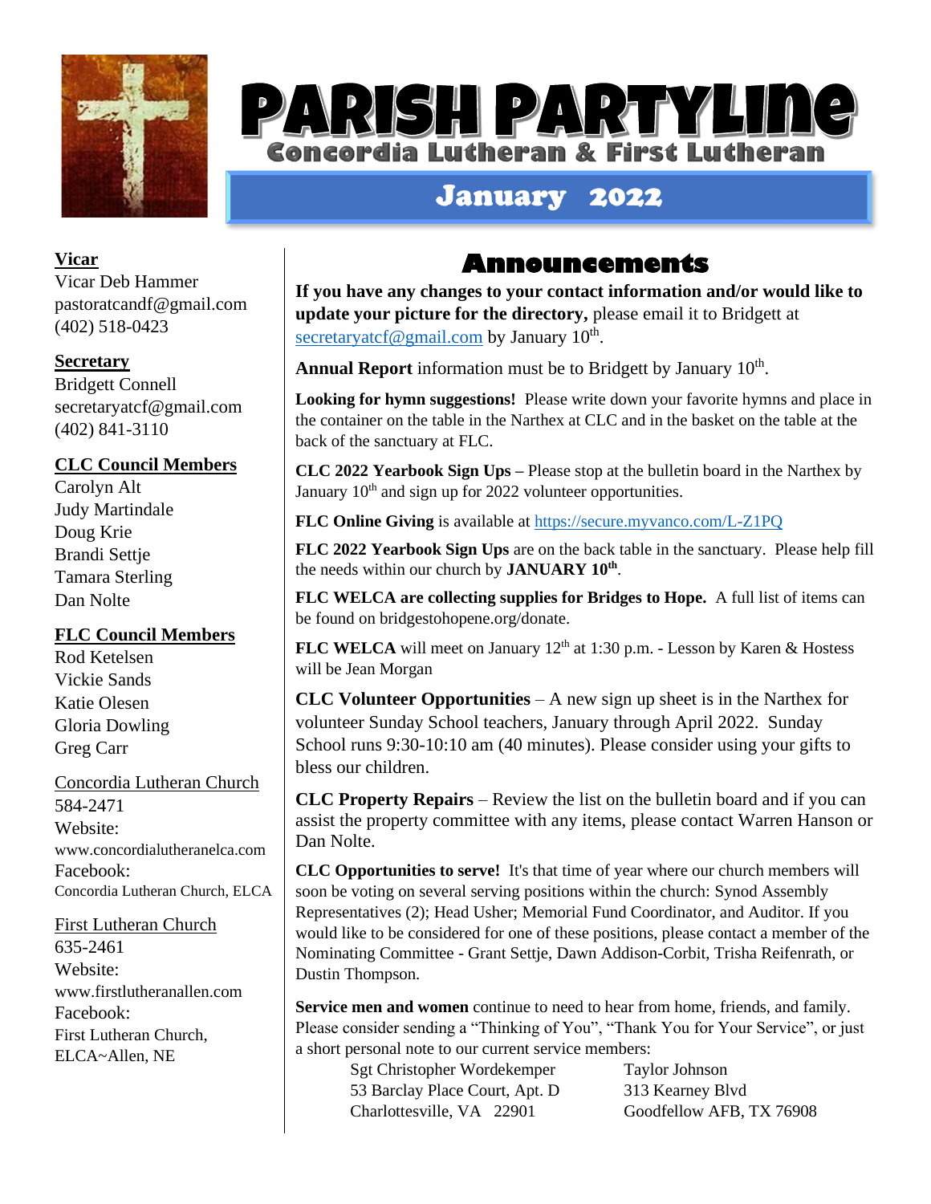# PARISH PARTYLINE

## Concordia Lutheran & First Lutheran

## January 2022

**Vicar**
Vicar Deb Hammer
pastoratcandf@gmail.com
(402) 518-0423

**Secretary**
Bridgett Connell
secretaryatcf@gmail.com
(402) 841-3110

**CLC Council Members**
Carolyn Alt
Judy Martindale
Doug Krie
Brandi Settje
Tamara Sterling
Dan Nolte

**FLC Council Members**
Rod Ketelsen
Vickie Sands
Katie Olesen
Gloria Dowling
Greg Carr

Concordia Lutheran Church
584-2471
Website:
www.concordialutheranelca.com
Facebook:
Concordia Lutheran Church, ELCA

First Lutheran Church
635-2461
Website:
www.firstlutheranallen.com
Facebook:
First Lutheran Church, ELCA~Allen, NE

## Announcements

**If you have any changes to your contact information and/or would like to update your picture for the directory,** please email it to Bridgett at secretaryatcf@gmail.com by January 10th.

**Annual Report** information must be to Bridgett by January 10th.

**Looking for hymn suggestions!** Please write down your favorite hymns and place in the container on the table in the Narthex at CLC and in the basket on the table at the back of the sanctuary at FLC.

**CLC 2022 Yearbook Sign Ups –** Please stop at the bulletin board in the Narthex by January 10th and sign up for 2022 volunteer opportunities.

**FLC Online Giving** is available at https://secure.myvanco.com/L-Z1PQ

**FLC 2022 Yearbook Sign Ups** are on the back table in the sanctuary. Please help fill the needs within our church by **JANUARY 10th**.

**FLC WELCA are collecting supplies for Bridges to Hope.** A full list of items can be found on bridgestohopene.org/donate.

**FLC WELCA** will meet on January 12th at 1:30 p.m. - Lesson by Karen & Hostess will be Jean Morgan

**CLC Volunteer Opportunities** – A new sign up sheet is in the Narthex for volunteer Sunday School teachers, January through April 2022. Sunday School runs 9:30-10:10 am (40 minutes). Please consider using your gifts to bless our children.

**CLC Property Repairs** – Review the list on the bulletin board and if you can assist the property committee with any items, please contact Warren Hanson or Dan Nolte.

**CLC Opportunities to serve!** It's that time of year where our church members will soon be voting on several serving positions within the church: Synod Assembly Representatives (2); Head Usher; Memorial Fund Coordinator, and Auditor. If you would like to be considered for one of these positions, please contact a member of the Nominating Committee - Grant Settje, Dawn Addison-Corbit, Trisha Reifenrath, or Dustin Thompson.

**Service men and women** continue to need to hear from home, friends, and family. Please consider sending a "Thinking of You", "Thank You for Your Service", or just a short personal note to our current service members:

Sgt Christopher Wordekemper
53 Barclay Place Court, Apt. D
Charlottesville, VA 22901

Taylor Johnson
313 Kearney Blvd
Goodfellow AFB, TX 76908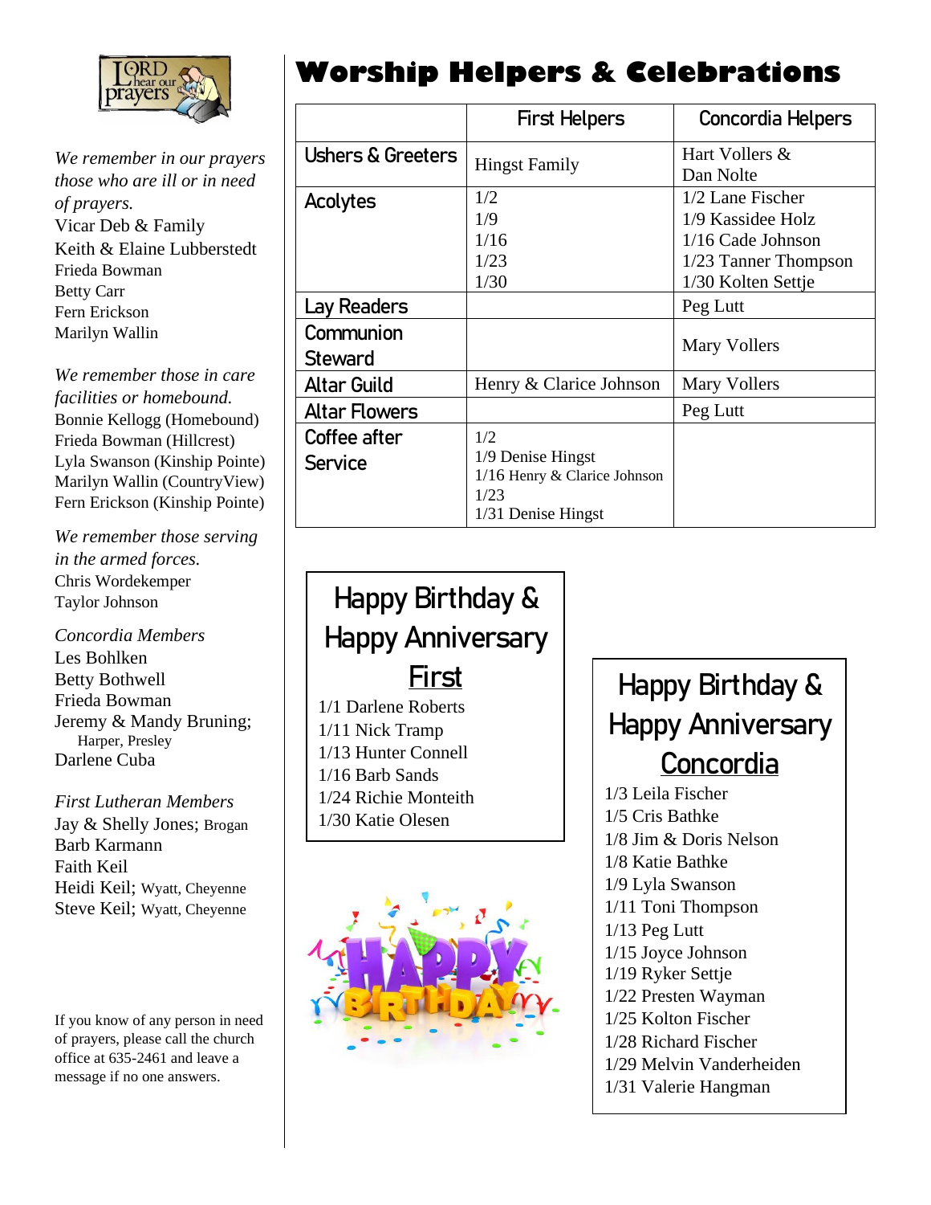*We remember in our prayers those who are ill or in need of prayers.*

Vicar Deb & Family
Keith & Elaine Lubberstedt
Frieda Bowman
Betty Carr
Fern Erickson
Marilyn Wallin

*We remember those in care facilities or homebound.*

Bonnie Kellogg (Homebound)
Frieda Bowman (Hillcrest)
Lyla Swanson (Kinship Pointe)
Marilyn Wallin (CountryView)
Fern Erickson (Kinship Pointe)

*We remember those serving in the armed forces.*

Chris Wordekemper
Taylor Johnson

*Concordia Members*

Les Bohlken
Betty Bothwell
Frieda Bowman
Jeremy & Mandy Bruning; Harper, Presley
Darlene Cuba

*First Lutheran Members*

Jay & Shelly Jones; Brogan
Barb Karmann
Faith Keil
Heidi Keil; Wyatt, Cheyenne
Steve Keil; Wyatt, Cheyenne

If you know of any person in need of prayers, please call the church office at 635-2461 and leave a message if no one answers.

# Worship Helpers & Celebrations

| | First Helpers | Concordia Helpers |
|---|---|---|
| Ushers & Greeters | Hingst Family | Hart Vollers & Dan Nolte |
| Acolytes | 1/2<br>1/9<br>1/16<br>1/23<br>1/30 | 1/2 Lane Fischer<br>1/9 Kassidee Holz<br>1/16 Cade Johnson<br>1/23 Tanner Thompson<br>1/30 Kolten Settje |
| Lay Readers | | Peg Lutt |
| Communion Steward | | Mary Vollers |
| Altar Guild | Henry & Clarice Johnson | Mary Vollers |
| Altar Flowers | | Peg Lutt |
| Coffee after Service | 1/2<br>1/9 Denise Hingst<br>1/16 Henry & Clarice Johnson<br>1/23<br>1/31 Denise Hingst | |

## Happy Birthday & Happy Anniversary First

1/1 Darlene Roberts
1/11 Nick Tramp
1/13 Hunter Connell
1/16 Barb Sands
1/24 Richie Monteith
1/30 Katie Olesen

## Happy Birthday & Happy Anniversary Concordia

1/3 Leila Fischer
1/5 Cris Bathke
1/8 Jim & Doris Nelson
1/8 Katie Bathke
1/9 Lyla Swanson
1/11 Toni Thompson
1/13 Peg Lutt
1/15 Joyce Johnson
1/19 Ryker Settje
1/22 Presten Wayman
1/25 Kolton Fischer
1/28 Richard Fischer
1/29 Melvin Vanderheiden
1/31 Valerie Hangman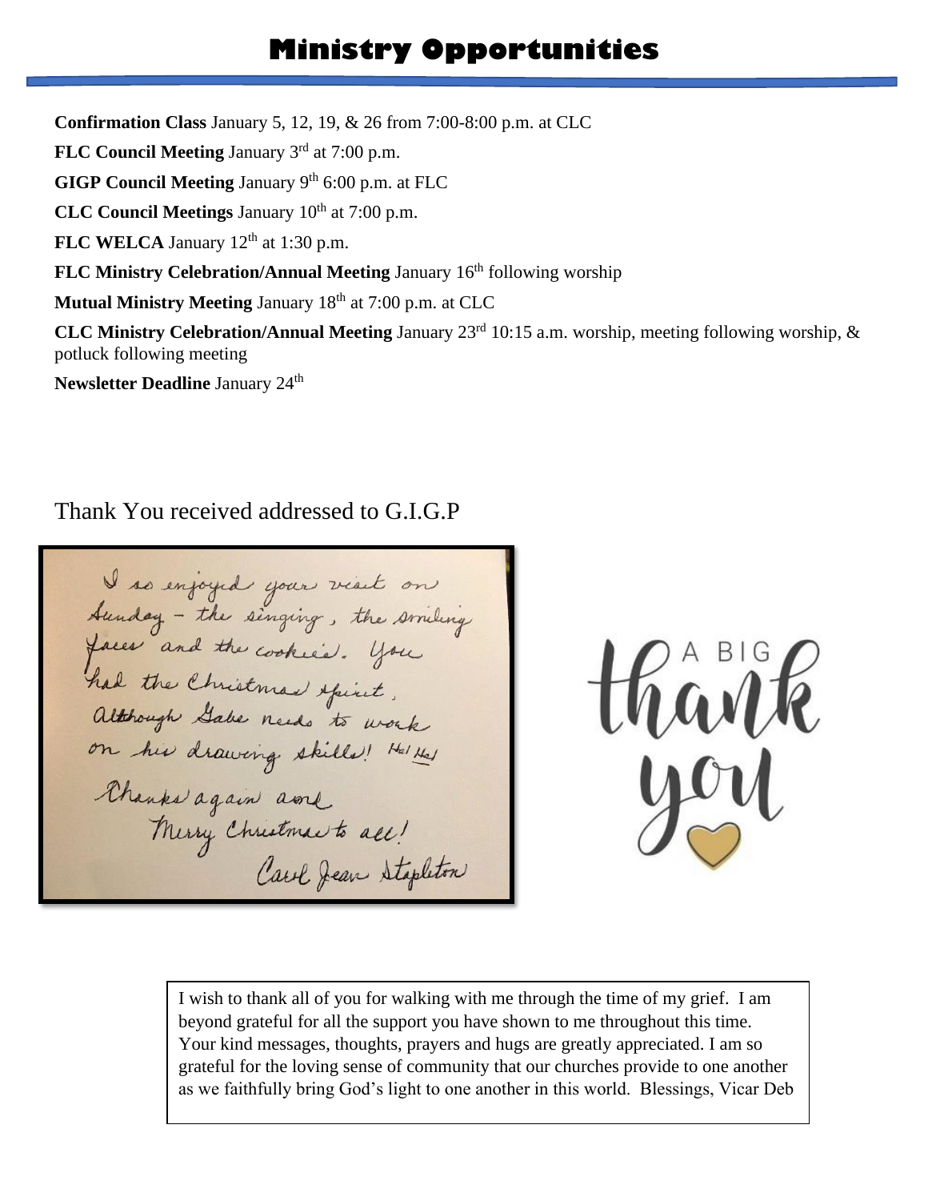# Ministry Opportunities

**Confirmation Class** January 5, 12, 19, & 26 from 7:00-8:00 p.m. at CLC

**FLC Council Meeting** January 3rd at 7:00 p.m.

**GIGP Council Meeting** January 9th 6:00 p.m. at FLC

**CLC Council Meetings** January 10th at 7:00 p.m.

**FLC WELCA** January 12th at 1:30 p.m.

**FLC Ministry Celebration/Annual Meeting** January 16th following worship

**Mutual Ministry Meeting** January 18th at 7:00 p.m. at CLC

**CLC Ministry Celebration/Annual Meeting** January 23rd 10:15 a.m. worship, meeting following worship, & potluck following meeting

**Newsletter Deadline** January 24th

## Thank You received addressed to G.I.G.P

I so enjoyed your visit on Sunday – the singing, the smiling faces and the cookies. You had the Christmas spirit, although Gabe needs to work on his drawing skills! Ha! Ha!
Thanks again and Merry Christmas to all!
Carol Jean Stapleton

A BIG thank you

I wish to thank all of you for walking with me through the time of my grief. I am beyond grateful for all the support you have shown to me throughout this time. Your kind messages, thoughts, prayers and hugs are greatly appreciated. I am so grateful for the loving sense of community that our churches provide to one another as we faithfully bring God's light to one another in this world. Blessings, Vicar Deb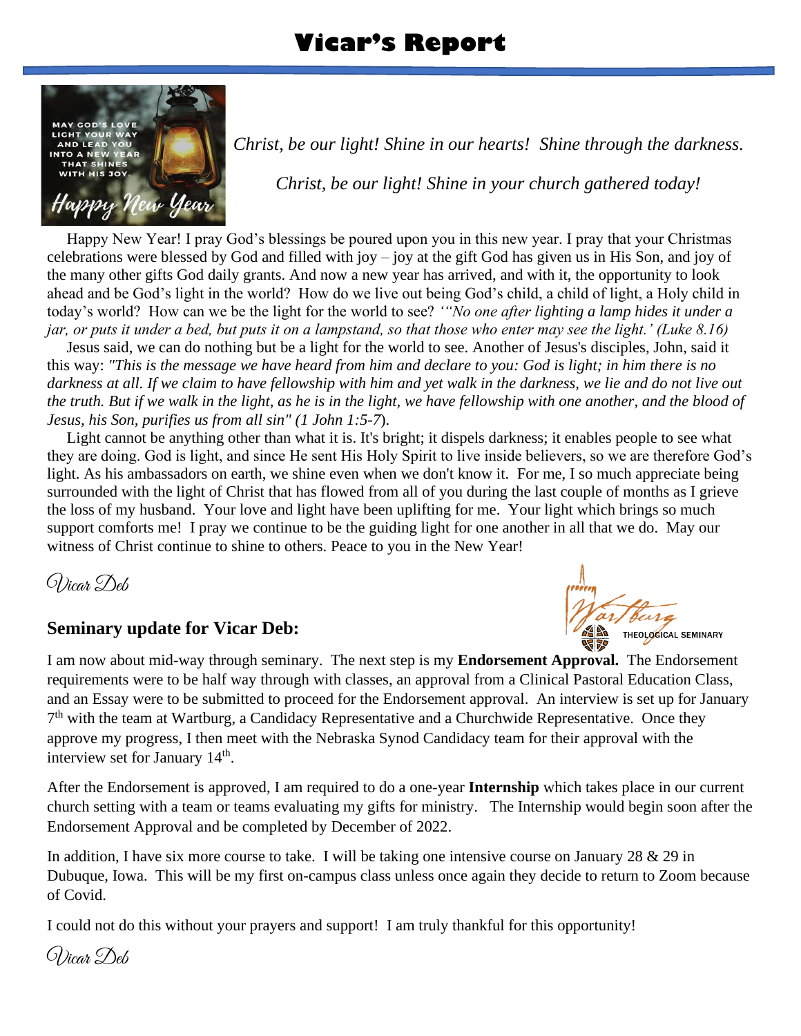# Vicar's Report

*Christ, be our light! Shine in our hearts! Shine through the darkness.*

*Christ, be our light! Shine in your church gathered today!*

Happy New Year! I pray God's blessings be poured upon you in this new year. I pray that your Christmas celebrations were blessed by God and filled with joy – joy at the gift God has given us in His Son, and joy of the many other gifts God daily grants. And now a new year has arrived, and with it, the opportunity to look ahead and be God's light in the world? How do we live out being God's child, a child of light, a Holy child in today's world? How can we be the light for the world to see? *'"No one after lighting a lamp hides it under a jar, or puts it under a bed, but puts it on a lampstand, so that those who enter may see the light.' (Luke 8.16)*

Jesus said, we can do nothing but be a light for the world to see. Another of Jesus's disciples, John, said it this way: *"This is the message we have heard from him and declare to you: God is light; in him there is no darkness at all. If we claim to have fellowship with him and yet walk in the darkness, we lie and do not live out the truth. But if we walk in the light, as he is in the light, we have fellowship with one another, and the blood of Jesus, his Son, purifies us from all sin" (1 John 1:5-7*).

Light cannot be anything other than what it is. It's bright; it dispels darkness; it enables people to see what they are doing. God is light, and since He sent His Holy Spirit to live inside believers, so we are therefore God's light. As his ambassadors on earth, we shine even when we don't know it. For me, I so much appreciate being surrounded with the light of Christ that has flowed from all of you during the last couple of months as I grieve the loss of my husband. Your love and light have been uplifting for me. Your light which brings so much support comforts me! I pray we continue to be the guiding light for one another in all that we do. May our witness of Christ continue to shine to others. Peace to you in the New Year!

*Vicar Deb*

## Seminary update for Vicar Deb:

I am now about mid-way through seminary. The next step is my **Endorsement Approval.** The Endorsement requirements were to be half way through with classes, an approval from a Clinical Pastoral Education Class, and an Essay were to be submitted to proceed for the Endorsement approval. An interview is set up for January 7th with the team at Wartburg, a Candidacy Representative and a Churchwide Representative. Once they approve my progress, I then meet with the Nebraska Synod Candidacy team for their approval with the interview set for January 14th.

After the Endorsement is approved, I am required to do a one-year **Internship** which takes place in our current church setting with a team or teams evaluating my gifts for ministry. The Internship would begin soon after the Endorsement Approval and be completed by December of 2022.

In addition, I have six more course to take. I will be taking one intensive course on January 28 & 29 in Dubuque, Iowa. This will be my first on-campus class unless once again they decide to return to Zoom because of Covid.

I could not do this without your prayers and support! I am truly thankful for this opportunity!

*Vicar Deb*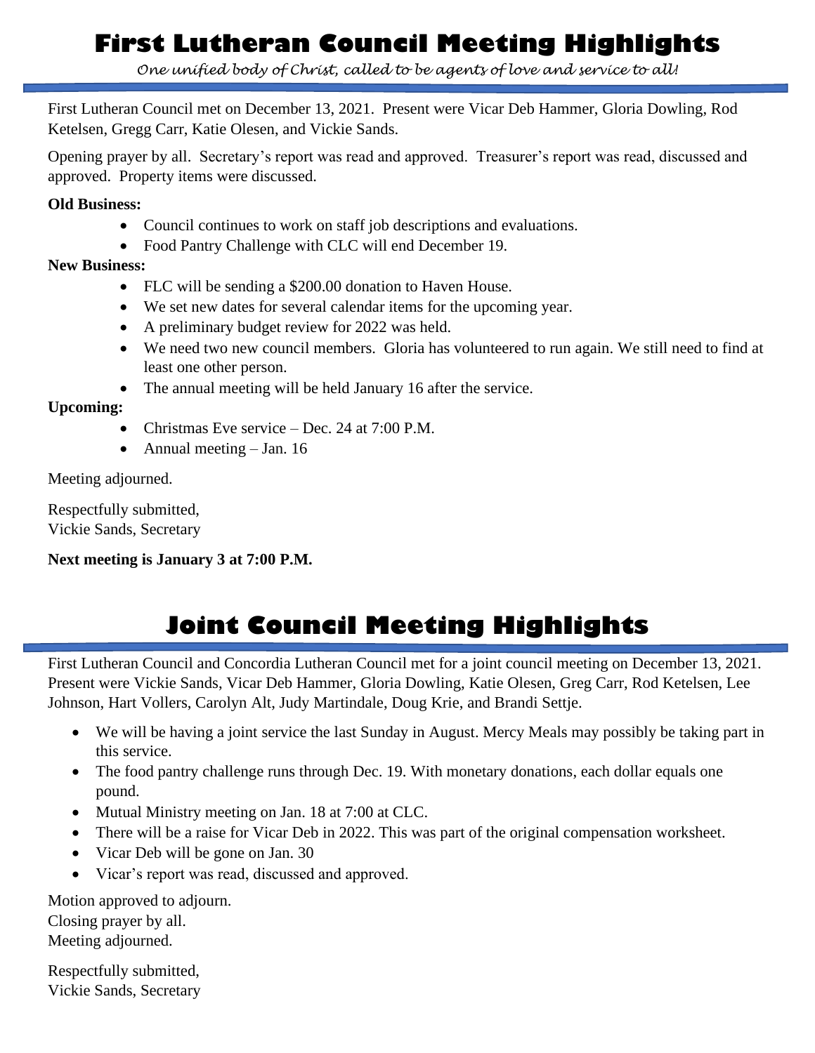# First Lutheran Council Meeting Highlights

*One unified body of Christ, called to be agents of love and service to all!*

First Lutheran Council met on December 13, 2021. Present were Vicar Deb Hammer, Gloria Dowling, Rod Ketelsen, Gregg Carr, Katie Olesen, and Vickie Sands.

Opening prayer by all. Secretary's report was read and approved. Treasurer's report was read, discussed and approved. Property items were discussed.

**Old Business:**

- Council continues to work on staff job descriptions and evaluations.
- Food Pantry Challenge with CLC will end December 19.

**New Business:**

- FLC will be sending a $200.00 donation to Haven House.
- We set new dates for several calendar items for the upcoming year.
- A preliminary budget review for 2022 was held.
- We need two new council members. Gloria has volunteered to run again. We still need to find at least one other person.
- The annual meeting will be held January 16 after the service.

**Upcoming:**

- Christmas Eve service – Dec. 24 at 7:00 P.M.
- Annual meeting – Jan. 16

Meeting adjourned.

Respectfully submitted,
Vickie Sands, Secretary

**Next meeting is January 3 at 7:00 P.M.**

# Joint Council Meeting Highlights

First Lutheran Council and Concordia Lutheran Council met for a joint council meeting on December 13, 2021. Present were Vickie Sands, Vicar Deb Hammer, Gloria Dowling, Katie Olesen, Greg Carr, Rod Ketelsen, Lee Johnson, Hart Vollers, Carolyn Alt, Judy Martindale, Doug Krie, and Brandi Settje.

- We will be having a joint service the last Sunday in August. Mercy Meals may possibly be taking part in this service.
- The food pantry challenge runs through Dec. 19. With monetary donations, each dollar equals one pound.
- Mutual Ministry meeting on Jan. 18 at 7:00 at CLC.
- There will be a raise for Vicar Deb in 2022. This was part of the original compensation worksheet.
- Vicar Deb will be gone on Jan. 30
- Vicar's report was read, discussed and approved.

Motion approved to adjourn.
Closing prayer by all.
Meeting adjourned.

Respectfully submitted,
Vickie Sands, Secretary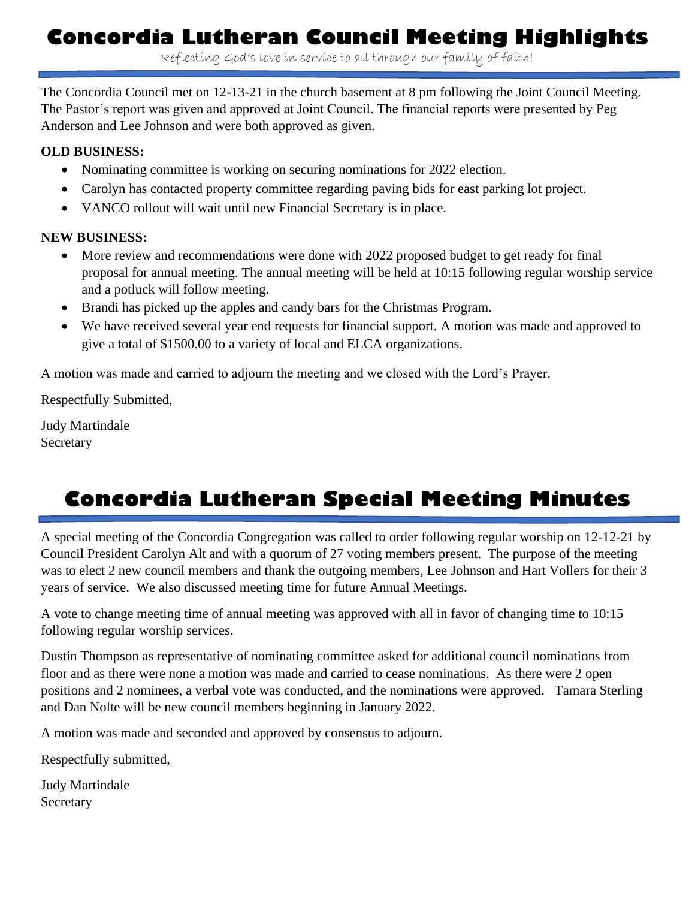# Concordia Lutheran Council Meeting Highlights

Reflecting God's love in service to all through our family of faith!

The Concordia Council met on 12-13-21 in the church basement at 8 pm following the Joint Council Meeting. The Pastor's report was given and approved at Joint Council. The financial reports were presented by Peg Anderson and Lee Johnson and were both approved as given.

**OLD BUSINESS:**

- Nominating committee is working on securing nominations for 2022 election.
- Carolyn has contacted property committee regarding paving bids for east parking lot project.
- VANCO rollout will wait until new Financial Secretary is in place.

**NEW BUSINESS:**

- More review and recommendations were done with 2022 proposed budget to get ready for final proposal for annual meeting. The annual meeting will be held at 10:15 following regular worship service and a potluck will follow meeting.
- Brandi has picked up the apples and candy bars for the Christmas Program.
- We have received several year end requests for financial support. A motion was made and approved to give a total of $1500.00 to a variety of local and ELCA organizations.

A motion was made and carried to adjourn the meeting and we closed with the Lord's Prayer.

Respectfully Submitted,

Judy Martindale
Secretary

# Concordia Lutheran Special Meeting Minutes

A special meeting of the Concordia Congregation was called to order following regular worship on 12-12-21 by Council President Carolyn Alt and with a quorum of 27 voting members present. The purpose of the meeting was to elect 2 new council members and thank the outgoing members, Lee Johnson and Hart Vollers for their 3 years of service. We also discussed meeting time for future Annual Meetings.

A vote to change meeting time of annual meeting was approved with all in favor of changing time to 10:15 following regular worship services.

Dustin Thompson as representative of nominating committee asked for additional council nominations from floor and as there were none a motion was made and carried to cease nominations. As there were 2 open positions and 2 nominees, a verbal vote was conducted, and the nominations were approved. Tamara Sterling and Dan Nolte will be new council members beginning in January 2022.

A motion was made and seconded and approved by consensus to adjourn.

Respectfully submitted,

Judy Martindale
Secretary